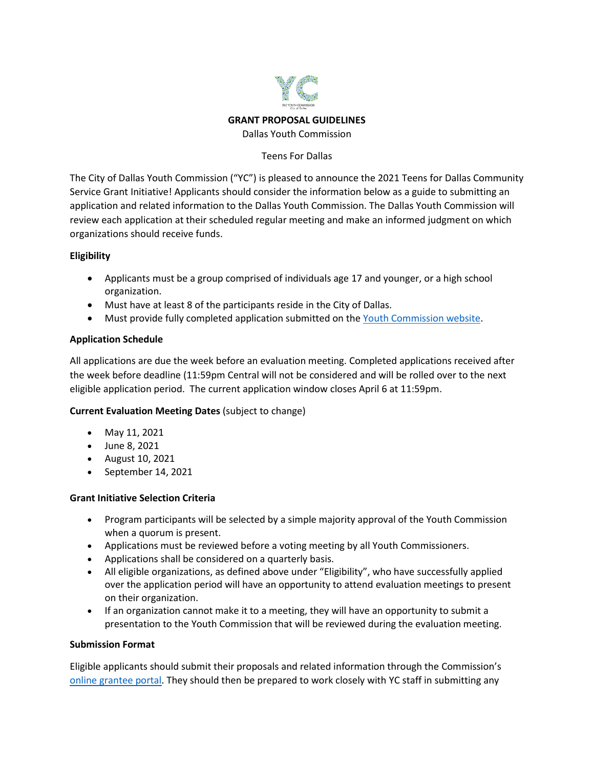**GRANT PROPOSAL GUIDELINES**

Dallas Youth Commission

Teens For Dallas

The City of Dallas Youth Commission ("YC") is pleased to announce the 2021 Teens for Dallas Community Service Grant Initiative! Applicants should consider the information below as a guide to submitting an application and related information to the Dallas Youth Commission. The Dallas Youth Commission will review each application at their scheduled regular meeting and make an informed judgment on which organizations should receive funds.

**Eligibility**

- Applicants must be a group comprised of individuals age 17 and younger, or a high school organization.
- Must have at least 8 of the participants reside in the City of Dallas.
- Must provide fully completed application submitted on the Youth Commission website.

**Application Schedule**

All applications are due the week before an evaluation meeting. Completed applications received after the week before deadline (11:59pm Central will not be considered and will be rolled over to the next eligible application period. The current application window closes April 6 at 11:59pm.

**Current Evaluation Meeting Dates** (subject to change)

- May 11, 2021
- June 8, 2021
- August 10, 2021
- September 14, 2021

**Grant Initiative Selection Criteria**

- Program participants will be selected by a simple majority approval of the Youth Commission when a quorum is present.
- Applications must be reviewed before a voting meeting by all Youth Commissioners.
- Applications shall be considered on a quarterly basis.
- All eligible organizations, as defined above under "Eligibility", who have successfully applied over the application period will have an opportunity to attend evaluation meetings to present on their organization.
- If an organization cannot make it to a meeting, they will have an opportunity to submit a presentation to the Youth Commission that will be reviewed during the evaluation meeting.

**Submission Format**

Eligible applicants should submit their proposals and related information through the Commission's online grantee portal. They should then be prepared to work closely with YC staff in submitting any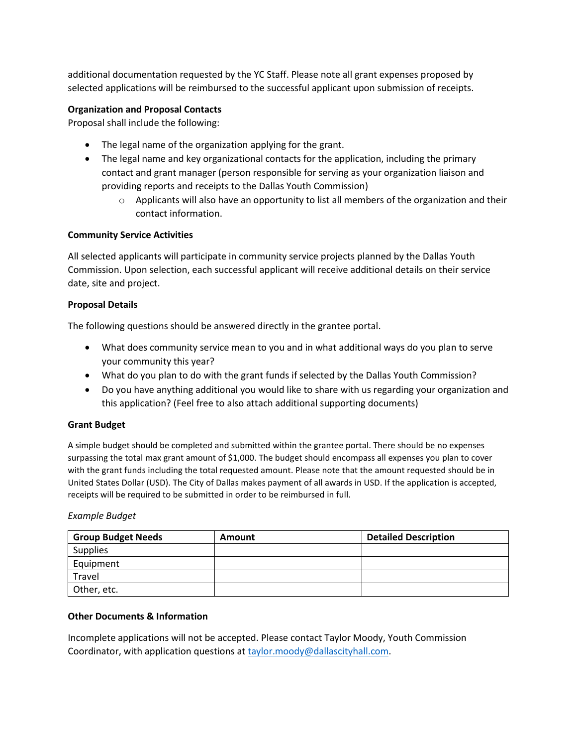additional documentation requested by the YC Staff. Please note all grant expenses proposed by selected applications will be reimbursed to the successful applicant upon submission of receipts.

**Organization and Proposal Contacts**

Proposal shall include the following:

- The legal name of the organization applying for the grant.
- The legal name and key organizational contacts for the application, including the primary contact and grant manager (person responsible for serving as your organization liaison and providing reports and receipts to the Dallas Youth Commission)
    - Applicants will also have an opportunity to list all members of the organization and their contact information.

**Community Service Activities**

All selected applicants will participate in community service projects planned by the Dallas Youth Commission. Upon selection, each successful applicant will receive additional details on their service date, site and project.

**Proposal Details**

The following questions should be answered directly in the grantee portal.

- What does community service mean to you and in what additional ways do you plan to serve your community this year?
- What do you plan to do with the grant funds if selected by the Dallas Youth Commission?
- Do you have anything additional you would like to share with us regarding your organization and this application? (Feel free to also attach additional supporting documents)

**Grant Budget**

A simple budget should be completed and submitted within the grantee portal. There should be no expenses surpassing the total max grant amount of $1,000. The budget should encompass all expenses you plan to cover with the grant funds including the total requested amount. Please note that the amount requested should be in United States Dollar (USD). The City of Dallas makes payment of all awards in USD. If the application is accepted, receipts will be required to be submitted in order to be reimbursed in full.

*Example Budget*

| Group Budget Needs | Amount | Detailed Description |
|---|---|---|
| Supplies | | |
| Equipment | | |
| Travel | | |
| Other, etc. | | |

**Other Documents & Information**

Incomplete applications will not be accepted. Please contact Taylor Moody, Youth Commission Coordinator, with application questions at [taylor.moody@dallascityhall.com](mailto:taylor.moody@dallascityhall.com).